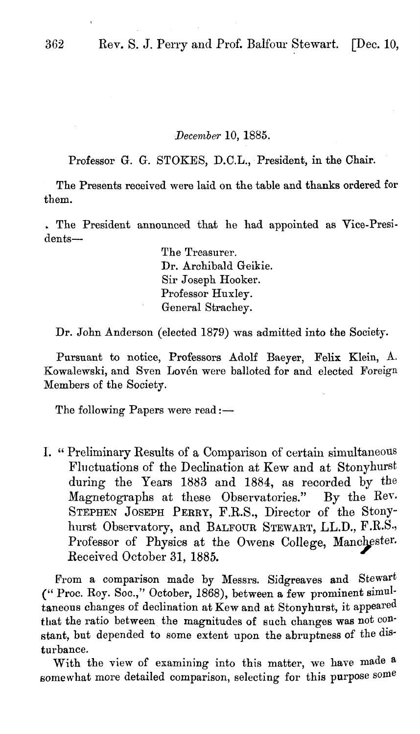*December* 10, 1885.

Professor G. G. STOKES, D.C.L., President, in the Chair.

The Presents received were laid on the table and thanks ordered for them.

The President announced that he had appointed as Vice-Presidents—

> The Treasurer.
> Dr. Archibald Geikie.
> Sir Joseph Hooker.
> Professor Huxley.
> General Strachey.

Dr. John Anderson (elected 1879) was admitted into the Society.

Pursuant to notice, Professors Adolf Baeyer, Felix Klein, A. Kowalewski, and Sven Lovén were balloted for and elected Foreign Members of the Society.

The following Papers were read:—

I. "Preliminary Results of a Comparison of certain simultaneous Fluctuations of the Declination at Kew and at Stonyhurst during the Years 1883 and 1884, as recorded by the Magnetographs at these Observatories." By the Rev. STEPHEN JOSEPH PERRY, F.R.S., Director of the Stonyhurst Observatory, and BALFOUR STEWART, LL.D., F.R.S., Professor of Physics at the Owens College, Manchester. Received October 31, 1885.

From a comparison made by Messrs. Sidgreaves and Stewart ("Proc. Roy. Soc.," October, 1868), between a few prominent simultaneous changes of declination at Kew and at Stonyhurst, it appeared that the ratio between the magnitudes of such changes was not constant, but depended to some extent upon the abruptness of the disturbance.

With the view of examining into this matter, we have made a somewhat more detailed comparison, selecting for this purpose some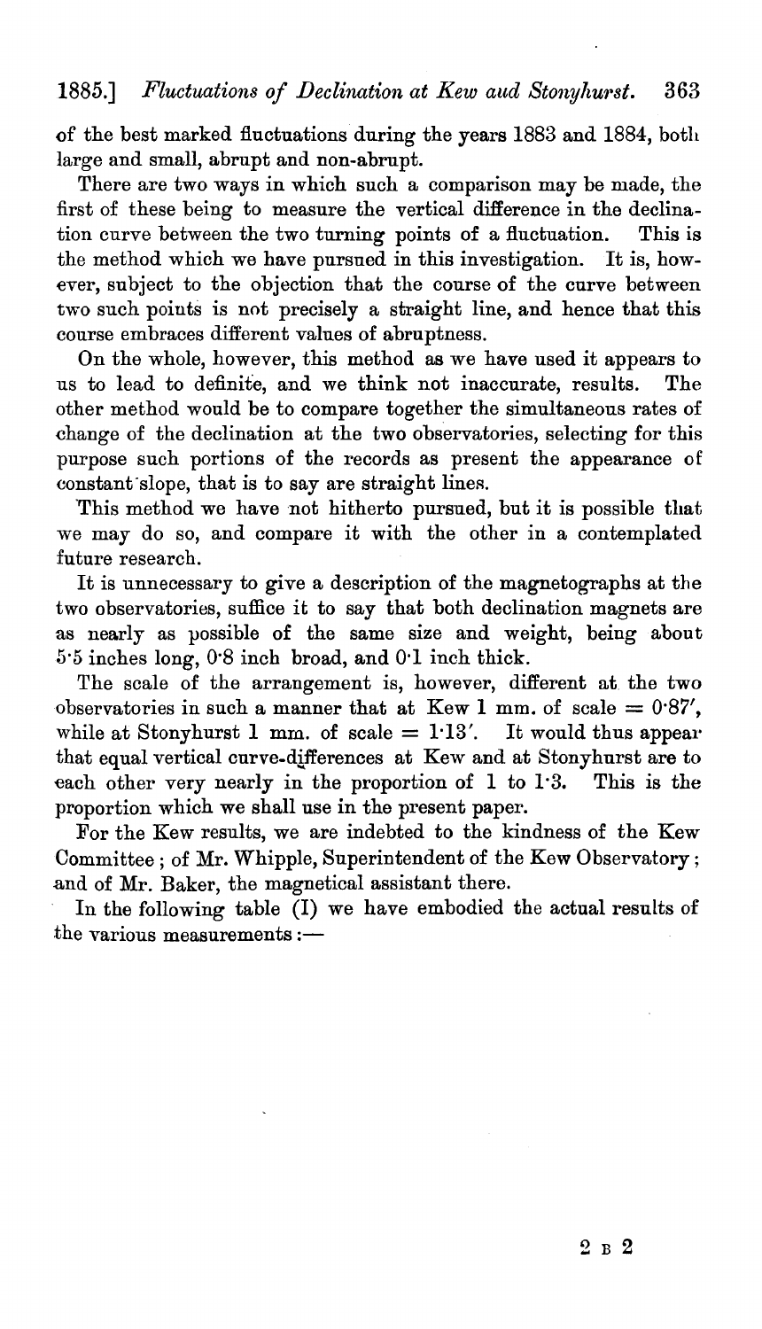of the best marked fluctuations during the years 1883 and 1884, both large and small, abrupt and non-abrupt.

There are two ways in which such a comparison may be made, the first of these being to measure the vertical difference in the declination curve between the two turning points of a fluctuation. This is the method which we have pursued in this investigation. It is, however, subject to the objection that the course of the curve between two such points is not precisely a straight line, and hence that this course embraces different values of abruptness.

On the whole, however, this method as we have used it appears to us to lead to definite, and we think not inaccurate, results. The other method would be to compare together the simultaneous rates of change of the declination at the two observatories, selecting for this purpose such portions of the records as present the appearance of constant slope, that is to say are straight lines.

This method we have not hitherto pursued, but it is possible that we may do so, and compare it with the other in a contemplated future research.

It is unnecessary to give a description of the magnetographs at the two observatories, suffice it to say that both declination magnets are as nearly as possible of the same size and weight, being about 5·5 inches long, 0·8 inch broad, and 0·1 inch thick.

The scale of the arrangement is, however, different at the two observatories in such a manner that at Kew 1 mm. of scale = 0·87′, while at Stonyhurst 1 mm. of scale = 1·13′. It would thus appear that equal vertical curve-differences at Kew and at Stonyhurst are to each other very nearly in the proportion of 1 to 1·3. This is the proportion which we shall use in the present paper.

For the Kew results, we are indebted to the kindness of the Kew Committee; of Mr. Whipple, Superintendent of the Kew Observatory; and of Mr. Baker, the magnetical assistant there.

In the following table (I) we have embodied the actual results of the various measurements:—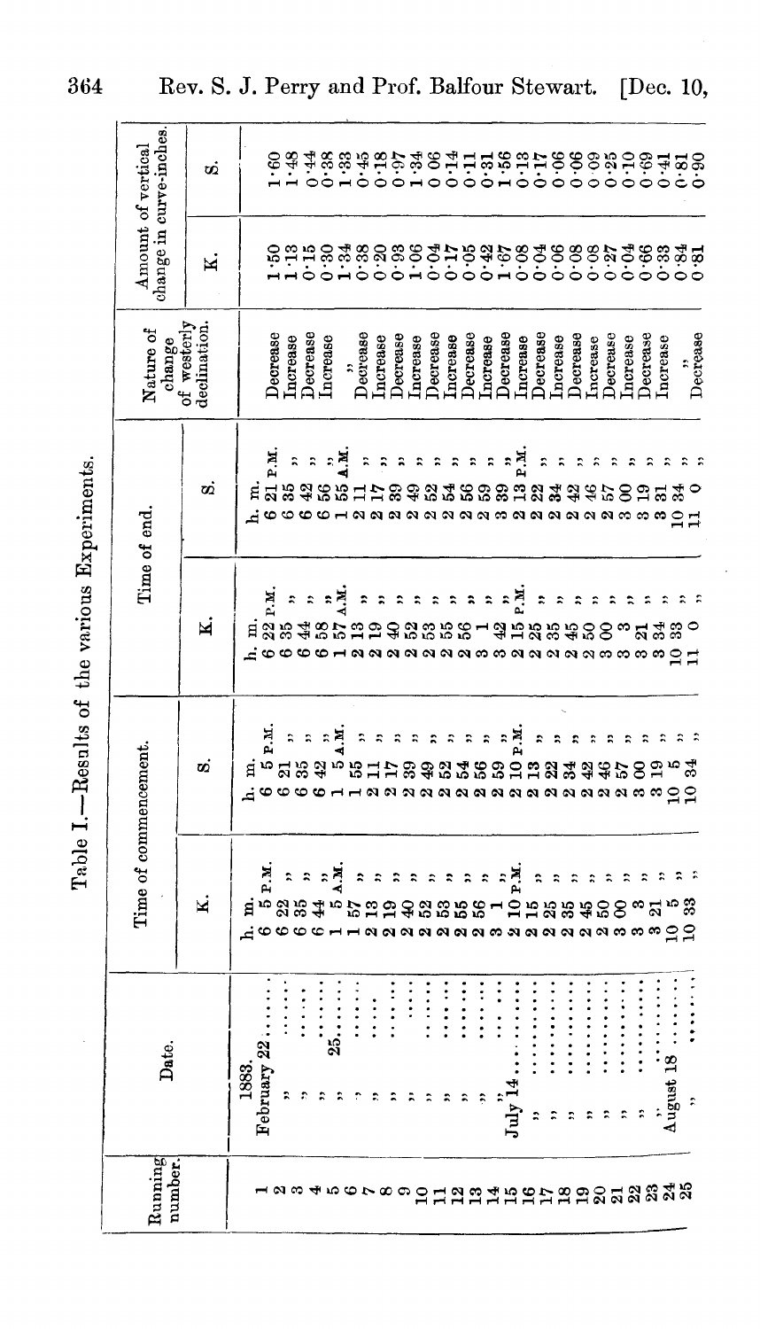Table I.—Results of the various Experiments.

| Running number. | Date. | Time of commencement. | | Time of end. | | Nature of change of westerly declination. | Amount of vertical change in curve-inches. | |
|---|---|---|---|---|---|---|---|---|
| | | K. | S. | K. | S. | | K. | S. |
| | 1883. | h. m. | h. m. | h. m. | h. m. | | | |
| 1 | February 22...... | 6 5 P.M. | 6 5 P.M. | 6 22 P.M. | 6 21 P.M. | Decrease | 1·50 | 1·60 |
| 2 | ,, ,, ...... | 6 22 ,, | 6 21 ,, | 6 35 ,, | 6 35 ,, | Increase | 1·13 | 1·48 |
| 3 | ,, ,, ...... | 6 35 ,, | 6 35 ,, | 6 44 ,, | 6 42 ,, | Decrease | 0·15 | 0·44 |
| 4 | ,, ,, ...... | 6 44 ,, | 6 42 ,, | 6 58 ,, | 6 56 ,, | Increase | 0·30 | 0·38 |
| 5 | ,, 25...... | 1 5 A.M. | 1 5 A.M. | 1 57 A.M. | 1 55 A.M. | ,, | 1·34 | 1·33 |
| 6 | ,, ,, ...... | 1 57 ,, | 1 55 ,, | 2 13 ,, | 2 11 ,, | Decrease | 0·38 | 0·45 |
| 7 | ,, ,, ...... | 2 13 ,, | 2 11 ,, | 2 19 ,, | 2 17 ,, | Increase | 0·20 | 0·18 |
| 8 | ,, ,, ...... | 2 19 ,, | 2 17 ,, | 2 40 ,, | 2 39 ,, | Decrease | 0·93 | 0·97 |
| 9 | ,, ,, ...... | 2 40 ,, | 2 39 ,, | 2 52 ,, | 2 49 ,, | Increase | 1·06 | 1·34 |
| 10 | ,, ,, ...... | 2 52 ,, | 2 49 ,, | 2 53 ,, | 2 52 ,, | Decrease | 0·04 | 0·06 |
| 11 | ,, ,, ...... | 2 53 ,, | 2 52 ,, | 2 55 ,, | 2 54 ,, | Increase | 0·17 | 0·14 |
| 12 | ,, ,, ...... | 2 55 ,, | 2 54 ,, | 2 56 ,, | 2 56 ,, | Decrease | 0·05 | 0·11 |
| 13 | ,, ,, ...... | 2 56 ,, | 2 56 ,, | 3 1 ,, | 2 59 ,, | Increase | 0·42 | 0·31 |
| 14 | ,, ,, ...... | 3 1 ,, | 2 59 ,, | 3 42 ,, | 3 39 ,, | Decrease | 1·67 | 1·56 |
| 15 | July 14...... | 2 10 P.M. | 2 10 P.M. | 2 15 P.M. | 2 13 P.M. | Increase | 0·08 | 0·13 |
| 16 | ,, ,, ...... | 2 15 ,, | 2 13 ,, | 2 25 ,, | 2 22 ,, | Decrease | 0·04 | 0·17 |
| 17 | ,, ,, ...... | 2 25 ,, | 2 22 ,, | 2 35 ,, | 2 34 ,, | Increase | 0·06 | 0·06 |
| 18 | ,, ,, ...... | 2 35 ,, | 2 34 ,, | 2 45 ,, | 2 42 ,, | Decrease | 0·08 | 0·06 |
| 19 | ,, ,, ...... | 2 45 ,, | 2 42 ,, | 2 50 ,, | 2 46 ,, | Increase | 0·08 | 0·09 |
| 20 | ,, ,, ...... | 2 50 ,, | 2 46 ,, | 3 00 ,, | 2 57 ,, | Decrease | 0·27 | 0·25 |
| 21 | ,, ,, ...... | 3 00 ,, | 2 57 ,, | 3 3 ,, | 3 00 ,, | Increase | 0·04 | 0·10 |
| 22 | ,, ,, ...... | 3 3 ,, | 3 00 ,, | 3 21 ,, | 3 19 ,, | Decrease | 0·66 | 0·69 |
| 23 | ,, ,, ...... | 3 21 ,, | 3 19 ,, | 3 34 ,, | 3 31 ,, | Increase | 0·33 | 0·41 |
| 24 | August 18...... | 10 5 ,, | 10 5 ,, | 10 33 ,, | 10 34 ,, | ,, | 0·84 | 0·81 |
| 25 | ,, ,, ...... | 10 33 ,, | 10 34 ,, | 11 0 ,, | 11 0 ,, | Decrease | 0·81 | 0·90 |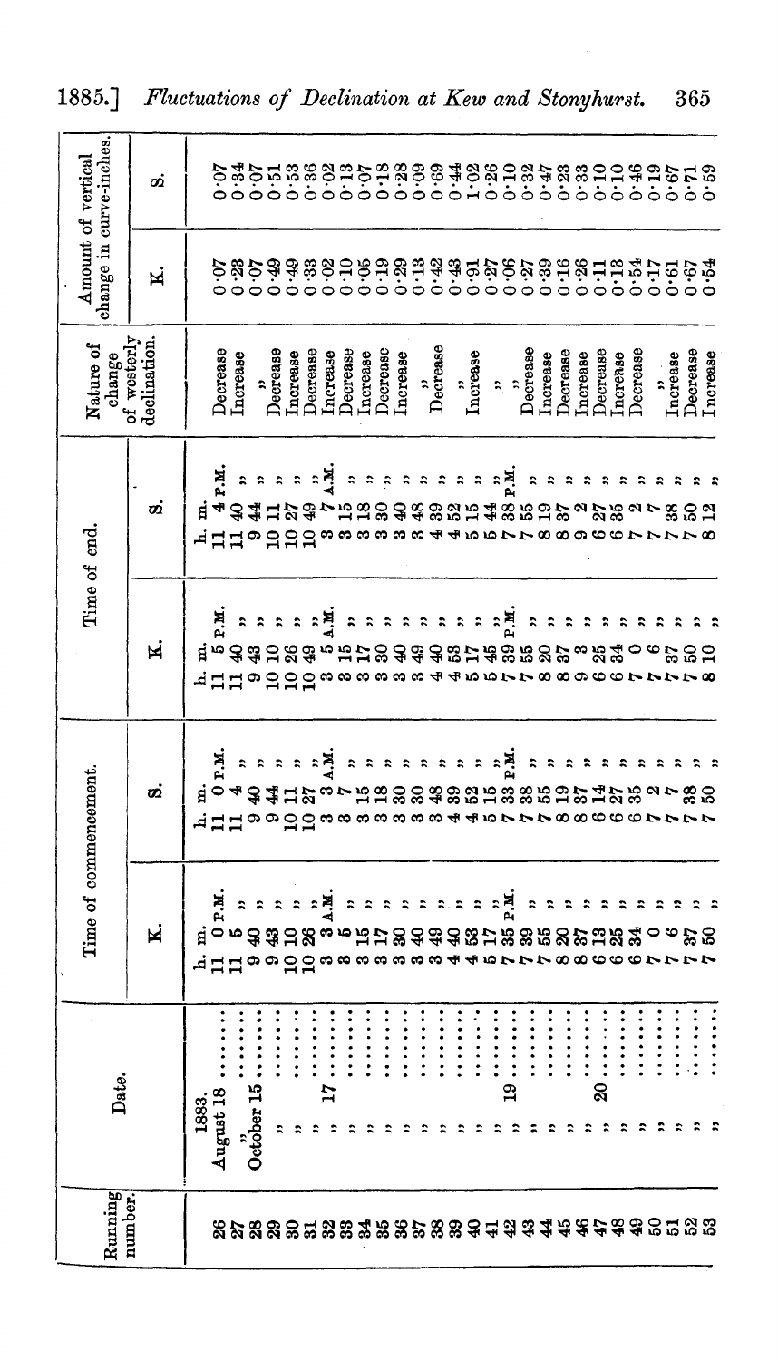| Running number. | Date. | Time of commencement. | | Time of end. | | Nature of change of westerly declination. | Amount of vertical change in curve-inches. | |
|---|---|---|---|---|---|---|---|---|
| | | K. | S. | K. | S. | | K. | S. |
| | 1883. | h. m. | h. m. | h. m. | h. m. | | | |
| 26 | August 18 | 11 0 P.M. | 11 0 P.M. | 11 5 P.M. | 11 4 P.M. | Decrease | 0·07 | 0·07 |
| 27 | ,, | 11 5 ,, | 11 4 ,, | 11 40 ,, | 11 40 ,, | Increase | 0·23 | 0·34 |
| 28 | October 15 | 9 40 ,, | 9 40 ,, | 9 43 ,, | 9 44 ,, | ,, | 0·07 | 0·07 |
| 29 | ,, | 9 43 ,, | 9 44 ,, | 10 10 ,, | 10 11 ,, | Decrease | 0·49 | 0·51 |
| 30 | ,, | 10 10 ,, | 10 11 ,, | 10 26 ,, | 10 27 ,, | Increase | 0·49 | 0·53 |
| 31 | ,, | 10 26 ,, | 10 27 ,, | 10 49 ,, | 10 49 ,, | Decrease | 0·33 | 0·36 |
| 32 | ,, 17 | 3 3 A.M. | 3 3 A.M. | 3 5 A.M. | 3 7 A.M. | Increase | 0·02 | 0·02 |
| 33 | ,, | 3 5 ,, | 3 7 ,, | 3 15 ,, | 3 15 ,, | Decrease | 0·10 | 0·13 |
| 34 | ,, | 3 15 ,, | 3 15 ,, | 3 17 ,, | 3 18 ,, | Increase | 0·05 | 0·07 |
| 35 | ,, | 3 17 ,, | 3 18 ,, | 3 30 ,, | 3 30 ,, | Decrease | 0·19 | 0·18 |
| 36 | ,, | 3 30 ,, | 3 30 ,, | 3 40 ,, | 3 40 ,, | Increase | 0·29 | 0·28 |
| 37 | ,, | 3 40 ,, | 3 30 ,, | 3 49 ,, | 3 48 ,, | ,, | 0·13 | 0·09 |
| 38 | ,, | 3 49 ,, | 3 48 ,, | 4 40 ,, | 4 39 ,, | Decrease | 0·42 | 0·69 |
| 39 | ,, | 4 40 ,, | 4 39 ,, | 4 53 ,, | 4 52 ,, | ,, | 0·43 | 0·44 |
| 40 | ,, | 4 53 ,, | 4 52 ,, | 5 17 ,, | 5 15 ,, | Increase | 0·91 | 1·02 |
| 41 | ,, | 5 17 ,, | 5 15 ,, | 5 45 ,, | 5 44 ,, | ,, | 0·27 | 0·26 |
| 42 | ,, 19 | 7 35 P.M. | 7 33 P.M. | 7 39 P.M. | 7 38 P.M. | ,, | 0·06 | 0·10 |
| 43 | ,, | 7 39 ,, | 7 38 ,, | 7 55 ,, | 7 55 ,, | Decrease | 0·27 | 0·32 |
| 44 | ,, | 7 55 ,, | 7 55 ,, | 8 20 ,, | 8 19 ,, | Increase | 0·39 | 0·47 |
| 45 | ,, | 8 20 ,, | 8 19 ,, | 8 37 ,, | 8 37 ,, | Decrease | 0·16 | 0·23 |
| 46 | ,, | 8 37 ,, | 8 37 ,, | 9 3 ,, | 9 2 ,, | Increase | 0·26 | 0·33 |
| 47 | ,, 20 | 6 13 ,, | 6 14 ,, | 6 25 ,, | 6 27 ,, | Decrease | 0·11 | 0·10 |
| 48 | ,, | 6 25 ,, | 6 27 ,, | 6 34 ,, | 6 35 ,, | Increase | 0·13 | 0·10 |
| 49 | ,, | 6 34 ,, | 6 35 ,, | 7 0 ,, | 7 2 ,, | Decrease | 0·54 | 0·46 |
| 50 | ,, | 7 0 ,, | 7 2 ,, | 7 6 ,, | 7 7 ,, | ,, | 0·17 | 0·19 |
| 51 | ,, | 7 6 ,, | 7 7 ,, | 7 37 ,, | 7 38 ,, | Increase | 0·61 | 0·67 |
| 52 | ,, | 7 37 ,, | 7 38 ,, | 7 50 ,, | 7 50 ,, | Decrease | 0·67 | 0·71 |
| 53 | ,, | 7 50 ,, | 7 50 ,, | 8 10 ,, | 8 12 ,, | Increase | 0·54 | 0·59 |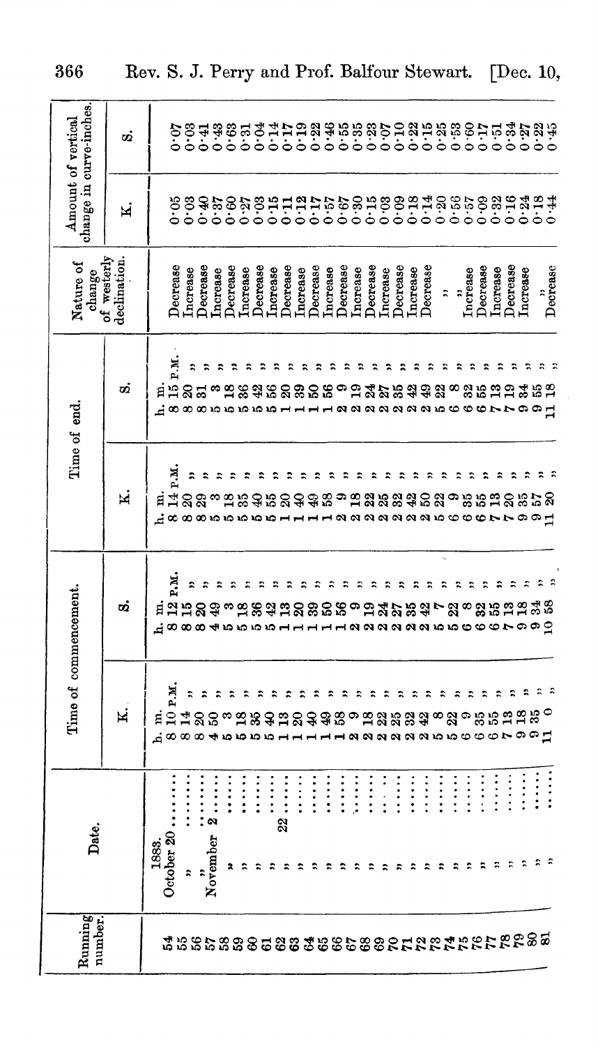| Running number. | Date. | Time of commencement. | | Time of end. | | Nature of change of westerly declination. | Amount of vertical change in curve-inches. | |
|---|---|---|---|---|---|---|---|---|
| | | K. | S. | K. | S. | | K. | S. |
| | 1883. | h. m. | h. m. | h. m. | h. m. | | | |
| 54 | October 20 ...... | 8 10 P.M. | 8 12 P.M. | 8 14 P.M. | 8 15 P.M. | Decrease | 0·05 | 0·07 |
| 55 | ,, ...... | 8 14 ,, | 8 15 ,, | 8 20 ,, | 8 20 ,, | Increase | 0·03 | 0·03 |
| 56 | ,, ...... | 8 20 ,, | 8 20 ,, | 8 29 ,, | 8 31 ,, | Decrease | 0·40 | 0·41 |
| 57 | November 2 ...... | 4 50 ,, | 4 49 ,, | 5 3 ,, | 5 3 ,, | Increase | 0·37 | 0·43 |
| 58 | ,, ...... | 5 3 ,, | 5 3 ,, | 5 18 ,, | 5 18 ,, | Decrease | 0·60 | 0·63 |
| 59 | ,, ...... | 5 18 ,, | 5 18 ,, | 5 35 ,, | 5 36 ,, | Increase | 0·27 | 0·31 |
| 60 | ,, ...... | 5 36 ,, | 5 36 ,, | 5 40 ,, | 5 42 ,, | Decrease | 0·03 | 0·04 |
| 61 | ,, ...... | 5 40 ,, | 5 42 ,, | 5 55 ,, | 5 56 ,, | Increase | 0·15 | 0·14 |
| 62 | ,, 22 ...... | 1 13 ,, | 1 13 ,, | 1 20 ,, | 1 20 ,, | Decrease | 0·11 | 0·17 |
| 63 | ,, ...... | 1 20 ,, | 1 20 ,, | 1 40 ,, | 1 39 ,, | Increase | 0·12 | 0·19 |
| 64 | ,, ...... | 1 40 ,, | 1 39 ,, | 1 49 ,, | 1 50 ,, | Decrease | 0·17 | 0·22 |
| 65 | ,, ...... | 1 49 ,, | 1 50 ,, | 1 58 ,, | 1 56 ,, | Increase | 0·57 | 0·46 |
| 66 | ,, ...... | 1 58 ,, | 1 56 ,, | 2 9 ,, | 2 9 ,, | Decrease | 0·67 | 0·55 |
| 67 | ,, ...... | 2 9 ,, | 2 9 ,, | 2 18 ,, | 2 19 ,, | Increase | 0·30 | 0·35 |
| 68 | ,, ...... | 2 18 ,, | 2 19 ,, | 2 22 ,, | 2 24 ,, | Decrease | 0·15 | 0·23 |
| 69 | ,, ...... | 2 22 ,, | 2 24 ,, | 2 25 ,, | 2 27 ,, | Increase | 0·03 | 0·07 |
| 70 | ,, ...... | 2 25 ,, | 2 27 ,, | 2 32 ,, | 2 35 ,, | Decrease | 0·09 | 0·10 |
| 71 | ,, ...... | 2 32 ,, | 2 35 ,, | 2 42 ,, | 2 42 ,, | Increase | 0·18 | 0·22 |
| 72 | ,, ...... | 2 42 ,, | 2 42 ,, | 2 50 ,, | 2 49 ,, | Decrease | 0·14 | 0·15 |
| 73 | ,, ...... | 5 8 ,, | 5 7 ,, | 5 22 ,, | 5 22 ,, | ,, | 0·20 | 0·25 |
| 74 | ,, ...... | 5 22 ,, | 5 22 ,, | 6 9 ,, | 6 8 ,, | ,, | 0·56 | 0·53 |
| 75 | ,, ...... | 6 9 ,, | 6 8 ,, | 6 35 ,, | 6 32 ,, | Increase | 0·57 | 0·60 |
| 76 | ,, ...... | 6 35 ,, | 6 32 ,, | 6 55 ,, | 6 55 ,, | Decrease | 0·09 | 0·17 |
| 77 | ,, ...... | 6 55 ,, | 6 55 ,, | 7 13 ,, | 7 13 ,, | Increase | 0·32 | 0·51 |
| 78 | ,, ...... | 7 13 ,, | 7 13 ,, | 7 20 ,, | 7 19 ,, | Decrease | 0·16 | 0·34 |
| 79 | ,, ...... | 9 18 ,, | 9 18 ,, | 9 35 ,, | 9 34 ,, | Increase | 0·24 | 0·27 |
| 80 | ,, ...... | 9 35 ,, | 9 34 ,, | 9 57 ,, | 9 55 ,, | ,, | 0·18 | 0·22 |
| 81 | ,, ...... | 11 0 ,, | 10 58 ,, | 11 20 ,, | 11 18 ,, | Decrease | 0·44 | 0·45 |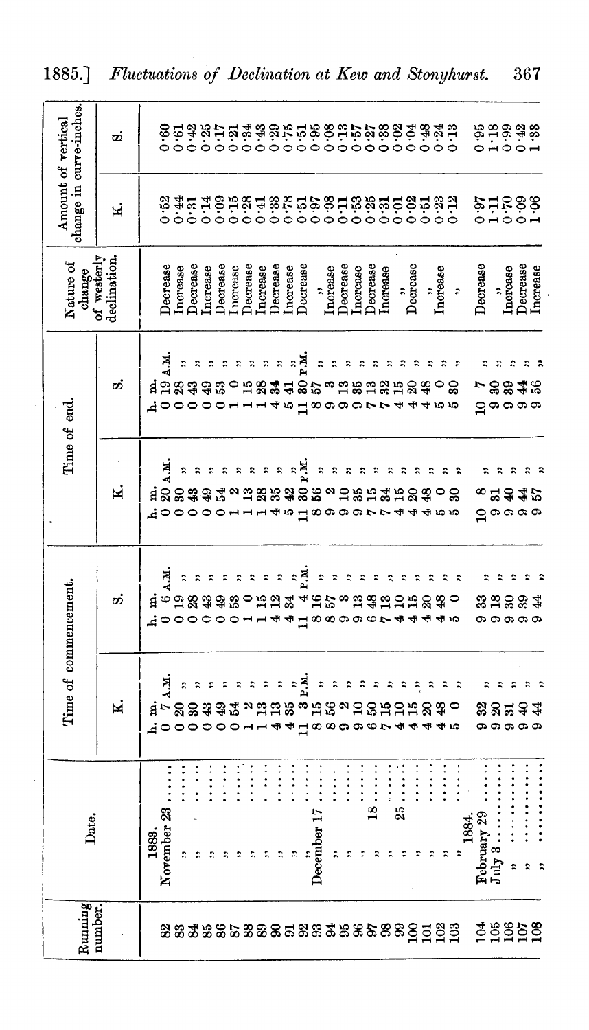| Running number. | Date. | Time of commencement. | | Time of end. | | Nature of change of westerly declination. | Amount of vertical change in curve-inches. | |
|---|---|---|---|---|---|---|---|---|
| | | K. | S. | K. | S. | | K. | S. |
| | 1883. | h. m. | h. m. | h. m. | h. m. | | | |
| 82 | November 23 ...... | 0 7 A.M. | 0 6 A.M. | 0 20 A.M. | 0 19 A.M. | Decrease | 0·52 | 0·60 |
| 83 | " | 0 20 " | 0 19 " | 0 30 " | 0 28 " | Increase | 0·44 | 0·61 |
| 84 | " | 0 30 " | 0 28 " | 0 43 " | 0 43 " | Decrease | 0·31 | 0·42 |
| 85 | " | 0 43 " | 0 43 " | 0 49 " | 0 49 " | Increase | 0·14 | 0·25 |
| 86 | " | 0 49 " | 0 49 " | 0 54 " | 0 53 " | Decrease | 0·09 | 0·17 |
| 87 | " | 0 54 " | 0 53 " | 1 2 " | 1 0 " | Increase | 0·15 | 0·21 |
| 88 | " | 1 2 " | 1 0 " | 1 13 " | 1 15 " | Decrease | 0·28 | 0·34 |
| 89 | " | 1 13 " | 1 15 " | 1 28 " | 1 28 " | Increase | 0·41 | 0·43 |
| 90 | " | 4 13 " | 4 12 " | 4 35 " | 4 34 " | Decrease | 0·33 | 0·29 |
| 91 | " | 4 35 " | 4 34 " | 5 42 " | 5 41 " | Increase | 0·78 | 0·75 |
| 92 | " | 11 3 P.M. | 11 4 P.M. | 11 30 P.M. | 11 30 P.M. | Decrease | 0·51 | 0·51 |
| 93 | December 17 ...... | 8 15 " | 8 16 " | 8 56 " | 8 57 " | " | 0·97 | 0·95 |
| 94 | " | 8 56 " | 8 57 " | 9 2 " | 9 3 " | Increase | 0·08 | 0·08 |
| 95 | " | 9 2 " | 9 3 " | 9 10 " | 9 13 " | Decrease | 0·11 | 0·13 |
| 96 | " | 9 10 " | 9 13 " | 9 35 " | 9 35 " | Increase | 0·53 | 0·57 |
| 97 | " 18 ...... | 6 50 " | 6 48 " | 7 15 " | 7 13 " | Decrease | 0·25 | 0·27 |
| 98 | " | 7 15 " | 7 13 " | 7 34 " | 7 32 " | Increase | 0·31 | 0·38 |
| 99 | " 25 ...... | 4 10 " | 4 10 " | 4 15 " | 4 15 " | " | 0·01 | 0·02 |
| 100 | " | 4 15 " | 4 15 " | 4 20 " | 4 20 " | Decrease | 0·02 | 0·04 |
| 101 | " | 4 20 " | 4 20 " | 4 48 " | 4 48 " | " | 0·51 | 0·48 |
| 102 | " | 4 48 " | 4 48 " | 5 0 " | 5 0 " | Increase | 0·23 | 0·24 |
| 103 | " | 5 0 " | 5 0 " | 5 30 " | 5 30 " | " | 0·12 | 0·13 |
| | 1884. | | | | | | | |
| 104 | February 29 ...... | 9 32 " | 9 33 " | 10 8 " | 10 7 " | Decrease | 0·97 | 0·95 |
| 105 | July 3 ...... | 9 20 " | 9 18 " | 9 31 " | 9 30 " | " | 1·11 | 1·18 |
| 106 | " | 9 31 " | 9 30 " | 9 40 " | 9 39 " | Increase | 0·70 | 0·99 |
| 107 | " | 9 40 " | 9 39 " | 9 44 " | 9 44 " | Decrease | 0·09 | 0·42 |
| 108 | " | 9 44 " | 9 44 " | 9 57 " | 9 56 " | Increase | 1·06 | 1·33 |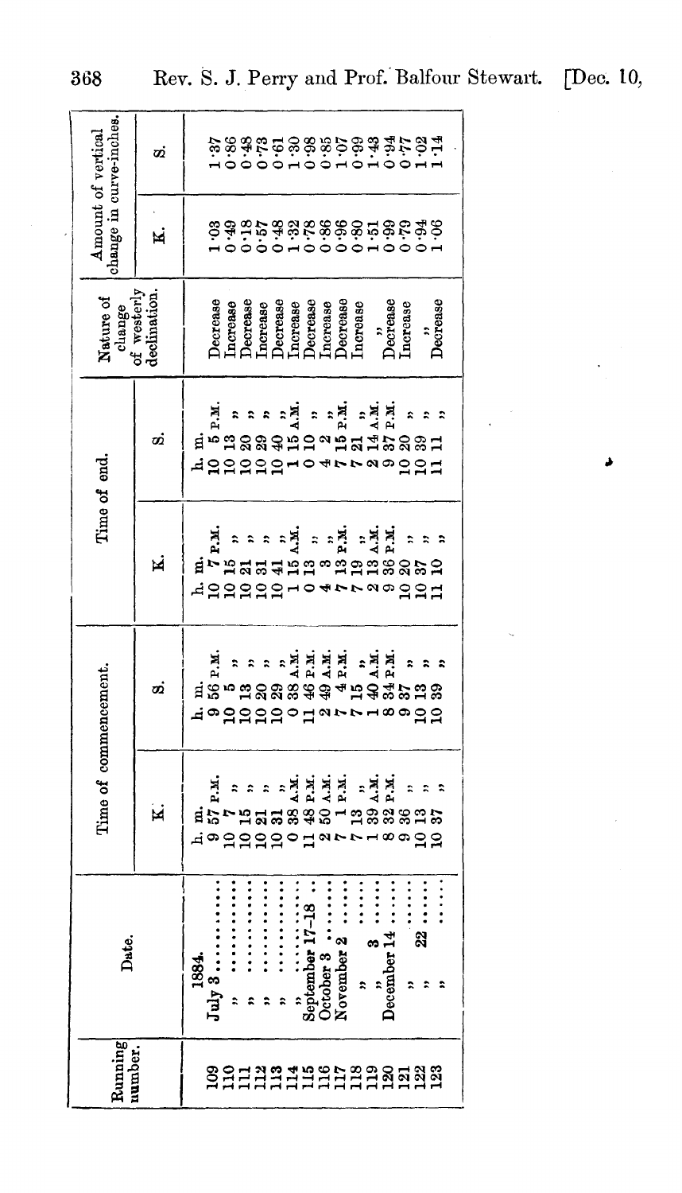| Running number. | Date. | Time of commencement. | | Time of end. | | Nature of change of westerly declination. | Amount of vertical change in curve-inches. | |
|---|---|---|---|---|---|---|---|---|
| | | K. | S. | K. | S. | | K. | S. |
| | 1884. | h. m. | h. m. | h. m. | h. m. | | | |
| 109 | July 3 ........ | 9 57 P.M. | 9 56 P.M. | 10 7 P.M. | 10 5 P.M. | Decrease | 1·03 | 1·37 |
| 110 | ,, ........ | 10 7 ,, | 10 5 ,, | 10 15 ,, | 10 13 ,, | Increase | 0·49 | 0·86 |
| 111 | ,, ........ | 10 15 ,, | 10 13 ,, | 10 21 ,, | 10 20 ,, | Decrease | 0·18 | 0·48 |
| 112 | ,, ........ | 10 21 ,, | 10 20 ,, | 10 31 ,, | 10 29 ,, | Increase | 0·57 | 0·73 |
| 113 | ,, ........ | 10 31 ,, | 10 29 ,, | 10 41 ,, | 10 40 ,, | Decrease | 0·48 | 0·61 |
| 114 | ,, ........ | 0 38 A.M. | 0 38 A.M. | 1 15 A.M. | 1 15 A.M. | Increase | 1·32 | 1·30 |
| 115 | September 17–18 .. | 11 48 P.M. | 11 46 P.M. | 0 13 ,, | 0 10 ,, | Decrease | 0·78 | 0·98 |
| 116 | October 3 ........ | 2 50 A.M. | 2 49 A.M. | 4 3 ,, | 4 2 ,, | Increase | 0·86 | 0·85 |
| 117 | November 2 ...... | 7 1 P.M. | 7 4 P.M. | 7 13 P.M. | 7 15 P.M. | Decrease | 0·96 | 1·07 |
| 118 | ,, ........ | 7 13 ,, | 7 15 ,, | 7 19 ,, | 7 21 ,, | Increase | 0·80 | 0·99 |
| 119 | ,, 3 ........ | 1 39 A.M. | 1 40 A.M. | 2 13 A.M. | 2 14 A.M. | ,, | 1·51 | 1·43 |
| 120 | December 14 ...... | 8 32 P.M. | 8 34 P.M. | 9 36 P.M. | 9 37 P.M. | Decrease | 0·99 | 0·94 |
| 121 | ,, ........ | 9 36 ,, | 9 37 ,, | 10 20 ,, | 10 20 ,, | Increase | 0·79 | 0·77 |
| 122 | ,, 22 ........ | 10 13 ,, | 10 13 ,, | 10 37 ,, | 10 39 ,, | ,, | 0·94 | 1·02 |
| 123 | ,, ........ | 10 37 ,, | 10 39 ,, | 11 10 ,, | 11 11 ,, | Decrease | 1·06 | 1·14 |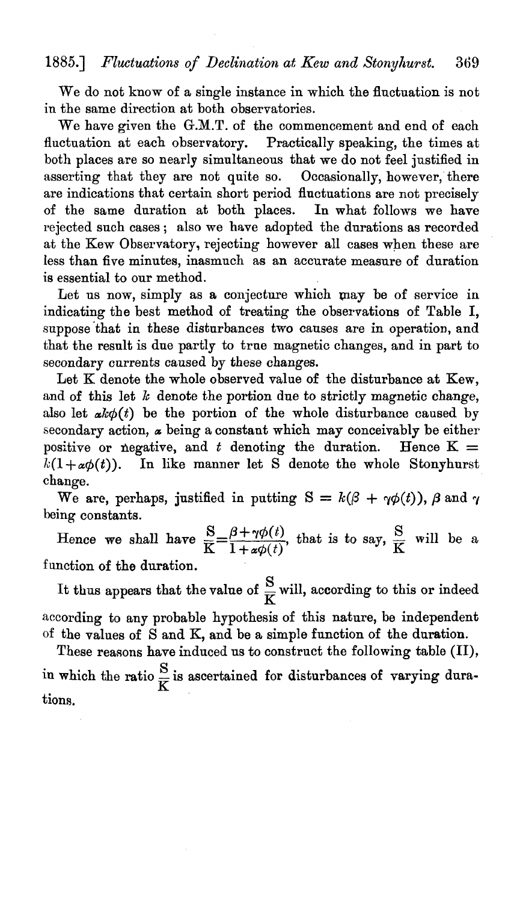We do not know of a single instance in which the fluctuation is not in the same direction at both observatories.

We have given the G.M.T. of the commencement and end of each fluctuation at each observatory. Practically speaking, the times at both places are so nearly simultaneous that we do not feel justified in asserting that they are not quite so. Occasionally, however, there are indications that certain short period fluctuations are not precisely of the same duration at both places. In what follows we have rejected such cases; also we have adopted the durations as recorded at the Kew Observatory, rejecting however all cases when these are less than five minutes, inasmuch as an accurate measure of duration is essential to our method.

Let us now, simply as a conjecture which may be of service in indicating the best method of treating the observations of Table I, suppose that in these disturbances two causes are in operation, and that the result is due partly to true magnetic changes, and in part to secondary currents caused by these changes.

Let K denote the whole observed value of the disturbance at Kew, and of this let $k$ denote the portion due to strictly magnetic change, also let $\alpha k\phi(t)$ be the portion of the whole disturbance caused by secondary action, $\alpha$ being a constant which may conceivably be either positive or negative, and $t$ denoting the duration. Hence $K = k(1+\alpha\phi(t))$. In like manner let S denote the whole Stonyhurst change.

We are, perhaps, justified in putting $S = k(\beta + \gamma\phi(t))$, $\beta$ and $\gamma$ being constants.

Hence we shall have $\frac{S}{K}=\frac{\beta+\gamma\phi(t)}{1+\alpha\phi(t)}$, that is to say, $\frac{S}{K}$ will be a function of the duration.

It thus appears that the value of $\frac{S}{K}$ will, according to this or indeed according to any probable hypothesis of this nature, be independent of the values of S and K, and be a simple function of the duration.

These reasons have induced us to construct the following table (II), in which the ratio $\frac{S}{K}$ is ascertained for disturbances of varying durations.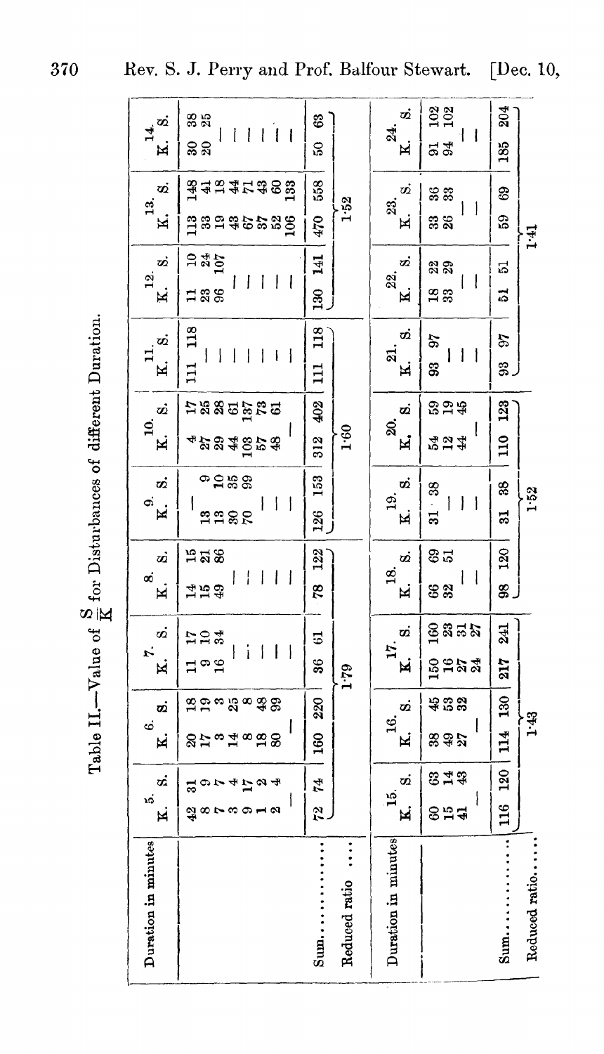Table II.—Value of $\frac{S}{K}$ for Disturbances of different Duration.

| Duration in minutes | 5. | | 6. | | 7. | | 8. | | 9. | | 10. | | 11. | | 12. | | 13. | | 14. | |
|---|---|---|---|---|---|---|---|---|---|---|---|---|---|---|---|---|---|---|---|---|
| | K. | S. | K. | S. | K. | S. | K. | S. | K. | S. | K. | S. | K. | S. | K. | S. | K. | S. | K. | S. |
| | 42 | 31 | 20 | 18 | 11 | 17 | 14 | 15 | — | | 4 | 17 | 111 | 118 | 11 | 10 | 113 | 148 | 30 | 38 |
| | 8 | 9 | 17 | 19 | 9 | 10 | 15 | 21 | 13 | 9 | 27 | 25 | — | | 23 | 24 | 33 | 41 | 20 | 25 |
| | 7 | 7 | 3 | 3 | 16 | 34 | 49 | 86 | 13 | 10 | 29 | 28 | — | | 96 | 107 | 19 | 18 | — | |
| | 3 | 4 | 14 | 25 | — | | — | | 30 | 35 | 44 | 61 | — | | — | | 43 | 44 | — | |
| | 9 | 17 | 8 | 8 | — | | — | | 70 | 99 | 103 | 137 | — | | — | | 67 | 71 | — | |
| | 1 | 2 | 18 | 48 | — | | — | | — | | 57 | 73 | — | | — | | 37 | 43 | — | |
| | 2 | 4 | 80 | 99 | — | | — | | — | | 48 | 61 | — | | — | | 52 | 60 | — | |
| | — | | — | | — | | — | | — | | — | | — | | — | | 106 | 133 | — | |
| Sum............. | 72 | 74 | 160 | 220 | 36 | 61 | 78 | 122 | 126 | 153 | 312 | 402 | 111 | 118 | 130 | 141 | 470 | 558 | 50 | 63 |
| Reduced ratio .... | | | | | 1·79 | | | | | | 1·60 | | | | | | 1·52 | | | |

| Duration in minutes | 15. | | 16. | | 17. | | 18. | | 19. | | 20. | | 21. | | 22. | | 23. | | 24. | |
|---|---|---|---|---|---|---|---|---|---|---|---|---|---|---|---|---|---|---|---|---|
| | K. | S. | K. | S. | K. | S. | K. | S. | K. | S. | K. | S. | K. | S. | K. | S. | K. | S. | K. | S. |
| | 60 | 63 | 38 | 45 | 150 | 160 | 66 | 69 | 31 | 38 | 54 | 59 | 93 | 97 | 18 | 22 | 33 | 36 | 91 | 102 |
| | 15 | 14 | 49 | 53 | 16 | 23 | 32 | 51 | — | | 12 | 19 | — | | 33 | 29 | 26 | 33 | 94 | 102 |
| | 41 | 43 | 27 | 32 | 27 | 31 | — | | — | | 44 | 45 | — | | — | | — | | — | |
| | — | | — | | 24 | 27 | — | | — | | — | | — | | — | | — | | — | |
| Sum............. | 116 | 120 | 114 | 130 | 217 | 241 | 98 | 120 | 31 | 38 | 110 | 123 | 93 | 97 | 51 | 51 | 59 | 69 | 185 | 204 |
| Reduced ratio..... | | | 1·43 | | | | | | 1·52 | | | | | | | | 1·41 | | | |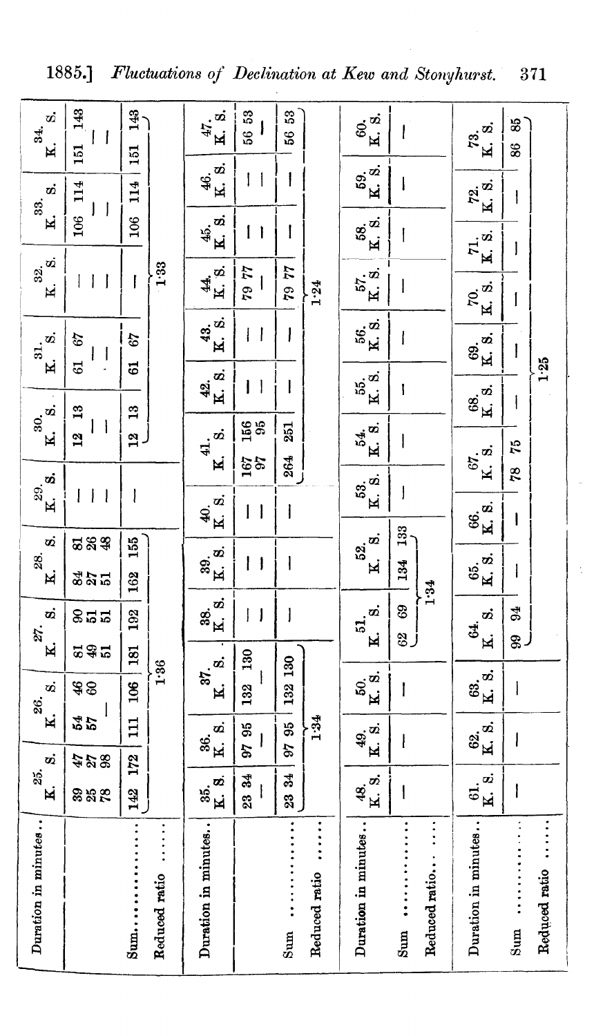| Duration in minutes.. | 25. K. | 25. S. | 26. K. | 26. S. | 27. K. | 27. S. | 28. K. | 28. S. | 29. K. S. | 30. K. | 30. S. | 31. K. | 31. S. | 32. K. S. | 33. K. | 33. S. | 34. K. | 34. S. |
|---|---|---|---|---|---|---|---|---|---|---|---|---|---|---|---|---|---|---|
| | 39 | 47 | 54 | 46 | 81 | 90 | 84 | 81 | — | 12 | 13 | 61 | 67 | — | 106 | 114 | 151 | 143 |
| | 25 | 27 | 57 | 60 | 49 | 51 | 27 | 26 | — | — | — | — | — | — | — | — | — | — |
| | 78 | 98 | — | | 51 | 51 | 51 | 48 | — | — | — | — | — | — | — | — | — | — |
| Sum.............. | 142 | 172 | 111 | 106 | 181 | 192 | 162 | 155 | — | 12 | 13 | 61 | 67 | — | 106 | 114 | 151 | 143 |
| Reduced ratio ...... | 1·36 | | | | | | | | | 1·33 | | | | | | | | |

| Duration in minutes.. | 35. K. | 35. S. | 36. K. | 36. S. | 37. K. | 37. S. | 38. K. S. | 39. K. S. | 40. K. S. | 41. K. | 41. S. | 42. K. S. | 43. K. S. | 44. K. | 44. S. | 45. K. S. | 46. K. S. | 47. K. | 47. S. |
|---|---|---|---|---|---|---|---|---|---|---|---|---|---|---|---|---|---|---|---|
| | 23 | 34 | 97 | 95 | 132 | 130 | — | — | — | 167 | 156 | — | — | 79 | 77 | — | — | 56 | 53 |
| | — | | — | | — | | — | — | — | 97 | 95 | — | — | — | | — | — | — | |
| Sum .............. | 23 | 34 | 97 | 95 | 132 | 130 | — | — | — | 264 | 251 | — | — | 79 | 77 | — | — | 56 | 53 |
| Reduced ratio ...... | 1·34 | | | | | | | | | 1·24 | | | | | | | | | |

| Duration in minutes.. | 48. K. S. | 49. K. S. | 50. K. S. | 51. K. | 51. S. | 52. K. | 52. S. | 53. K. S. | 54. K. S. | 55. K. S. | 56. K. S. | 57. K. S. | 58. K. S. | 59. K. S. | 60. K. S. |
|---|---|---|---|---|---|---|---|---|---|---|---|---|---|---|---|
| Sum .............. | — | — | — | 62 | 69 | 134 | 133 | — | — | — | — | — | — | — | — |
| Reduced ratio...... | | | | 1·34 | | | | | | | | | | | |

| Duration in minutes.. | 61. K. S. | 62. K. S. | 63. K. S. | 64. K. | 64. S. | 65. K. S. | 66. K. S. | 67. K. | 67. S. | 68. K. S. | 69. K. S. | 70. K. S. | 71. K. S. | 72. K. S. | 73. K. | 73. S. |
|---|---|---|---|---|---|---|---|---|---|---|---|---|---|---|---|---|
| Sum .............. | — | — | — | 99 | 94 | — | — | 78 | 75 | — | — | — | — | — | 86 | 85 |
| Reduced ratio ...... | | | | 1·25 | | | | | | | | | | | | |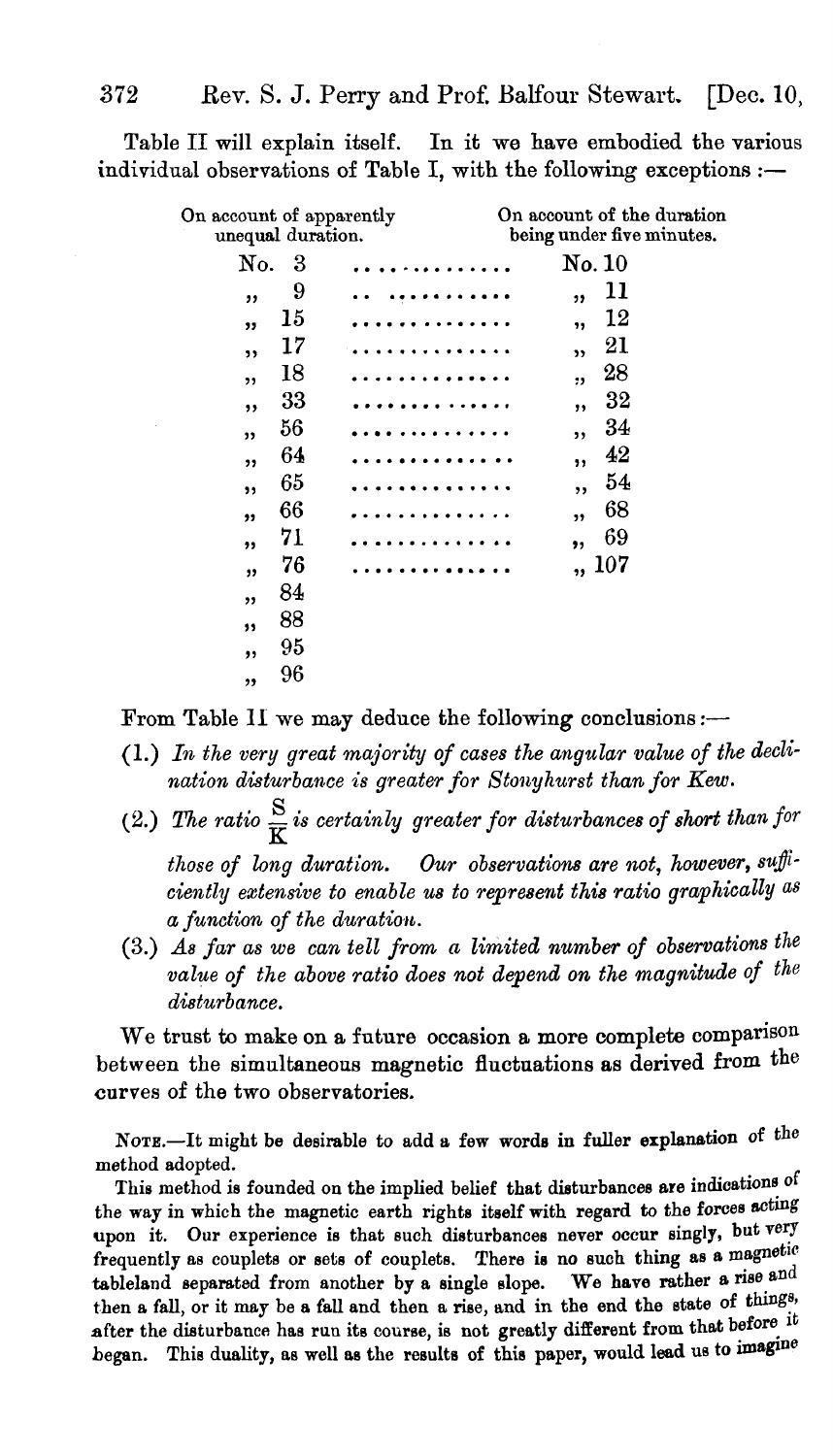Table II will explain itself. In it we have embodied the various individual observations of Table I, with the following exceptions:—

| On account of apparently unequal duration. | On account of the duration being under five minutes. |
|---|---|
| No. 3 | No. 10 |
| " 9 | " 11 |
| " 15 | " 12 |
| " 17 | " 21 |
| " 18 | " 28 |
| " 33 | " 32 |
| " 56 | " 34 |
| " 64 | " 42 |
| " 65 | " 54 |
| " 66 | " 68 |
| " 71 | " 69 |
| " 76 | " 107 |
| " 84 | |
| " 88 | |
| " 95 | |
| " 96 | |

From Table II we may deduce the following conclusions:—

(1.) *In the very great majority of cases the angular value of the declination disturbance is greater for Stonyhurst than for Kew.*

(2.) *The ratio $\frac{S}{K}$ is certainly greater for disturbances of short than for those of long duration. Our observations are not, however, sufficiently extensive to enable us to represent this ratio graphically as a function of the duration.*

(3.) *As far as we can tell from a limited number of observations the value of the above ratio does not depend on the magnitude of the disturbance.*

We trust to make on a future occasion a more complete comparison between the simultaneous magnetic fluctuations as derived from the curves of the two observatories.

Note.—It might be desirable to add a few words in fuller explanation of the method adopted.

This method is founded on the implied belief that disturbances are indications of the way in which the magnetic earth rights itself with regard to the forces acting upon it. Our experience is that such disturbances never occur singly, but very frequently as couplets or sets of couplets. There is no such thing as a magnetic tableland separated from another by a single slope. We have rather a rise and then a fall, or it may be a fall and then a rise, and in the end the state of things, after the disturbance has run its course, is not greatly different from that before it began. This duality, as well as the results of this paper, would lead us to imagine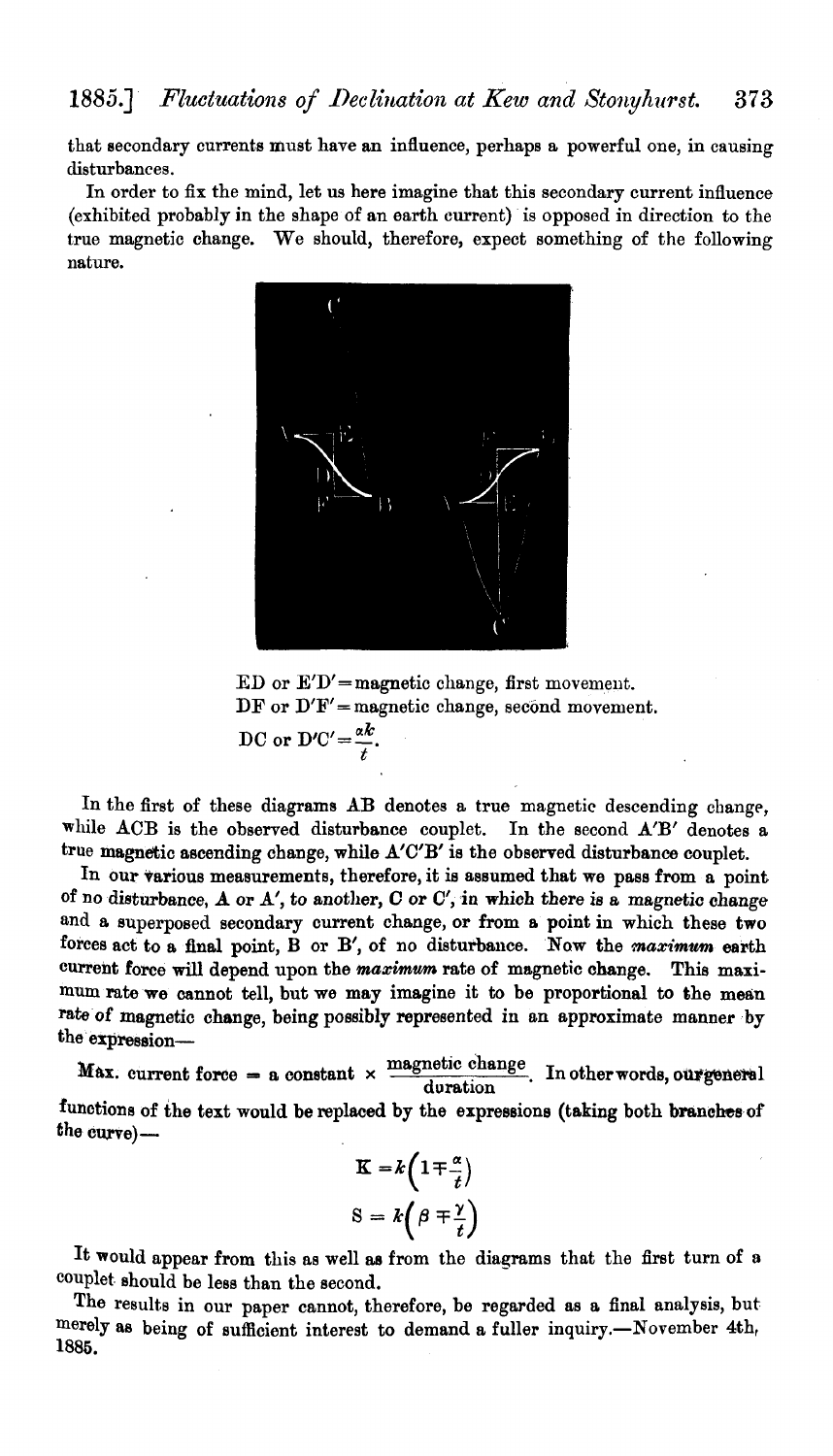that secondary currents must have an influence, perhaps a powerful one, in causing disturbances.

In order to fix the mind, let us here imagine that this secondary current influence (exhibited probably in the shape of an earth current) is opposed in direction to the true magnetic change. We should, therefore, expect something of the following nature.

ED or E′D′ = magnetic change, first movement.
DF or D′F′ = magnetic change, second movement.
DC or D′C′ = $\frac{\alpha k}{t}$.

In the first of these diagrams AB denotes a true magnetic descending change, while ACB is the observed disturbance couplet. In the second A′B′ denotes a true magnetic ascending change, while A′C′B′ is the observed disturbance couplet.

In our various measurements, therefore, it is assumed that we pass from a point of no disturbance, A or A′, to another, C or C′, in which there is a magnetic change and a superposed secondary current change, or from a point in which these two forces act to a final point, B or B′, of no disturbance. Now the *maximum* earth current force will depend upon the *maximum* rate of magnetic change. This maximum rate we cannot tell, but we may imagine it to be proportional to the mean rate of magnetic change, being possibly represented in an approximate manner by the expression—

Max. current force = a constant × $\frac{\text{magnetic change}}{\text{duration}}$. In other words, our general functions of the text would be replaced by the expressions (taking both branches of the curve)—

$$K = k\left(1 \mp \frac{\alpha}{t}\right)$$

$$S = k\left(\beta \mp \frac{\gamma}{t}\right)$$

It would appear from this as well as from the diagrams that the first turn of a couplet should be less than the second.

The results in our paper cannot, therefore, be regarded as a final analysis, but merely as being of sufficient interest to demand a fuller inquiry.—November 4th, 1885.